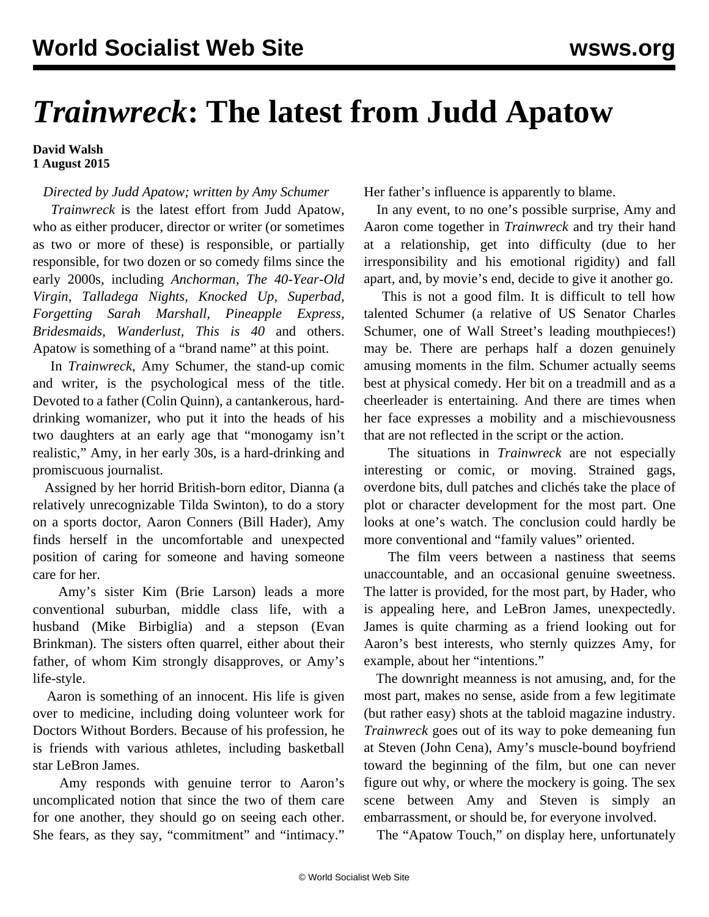# *Trainwreck*: The latest from Judd Apatow

**David Walsh**
**1 August 2015**

*Directed by Judd Apatow; written by Amy Schumer*

*Trainwreck* is the latest effort from Judd Apatow, who as either producer, director or writer (or sometimes as two or more of these) is responsible, or partially responsible, for two dozen or so comedy films since the early 2000s, including *Anchorman*, *The 40-Year-Old Virgin*, *Talladega Nights*, *Knocked Up*, *Superbad*, *Forgetting Sarah Marshall*, *Pineapple Express*, *Bridesmaids*, *Wanderlust*, *This is 40* and others. Apatow is something of a "brand name" at this point.

In *Trainwreck*, Amy Schumer, the stand-up comic and writer, is the psychological mess of the title. Devoted to a father (Colin Quinn), a cantankerous, hard-drinking womanizer, who put it into the heads of his two daughters at an early age that "monogamy isn't realistic," Amy, in her early 30s, is a hard-drinking and promiscuous journalist.

Assigned by her horrid British-born editor, Dianna (a relatively unrecognizable Tilda Swinton), to do a story on a sports doctor, Aaron Conners (Bill Hader), Amy finds herself in the uncomfortable and unexpected position of caring for someone and having someone care for her.

Amy's sister Kim (Brie Larson) leads a more conventional suburban, middle class life, with a husband (Mike Birbiglia) and a stepson (Evan Brinkman). The sisters often quarrel, either about their father, of whom Kim strongly disapproves, or Amy's life-style.

Aaron is something of an innocent. His life is given over to medicine, including doing volunteer work for Doctors Without Borders. Because of his profession, he is friends with various athletes, including basketball star LeBron James.

Amy responds with genuine terror to Aaron's uncomplicated notion that since the two of them care for one another, they should go on seeing each other. She fears, as they say, "commitment" and "intimacy." Her father's influence is apparently to blame.

In any event, to no one's possible surprise, Amy and Aaron come together in *Trainwreck* and try their hand at a relationship, get into difficulty (due to her irresponsibility and his emotional rigidity) and fall apart, and, by movie's end, decide to give it another go.

This is not a good film. It is difficult to tell how talented Schumer (a relative of US Senator Charles Schumer, one of Wall Street's leading mouthpieces!) may be. There are perhaps half a dozen genuinely amusing moments in the film. Schumer actually seems best at physical comedy. Her bit on a treadmill and as a cheerleader is entertaining. And there are times when her face expresses a mobility and a mischievousness that are not reflected in the script or the action.

The situations in *Trainwreck* are not especially interesting or comic, or moving. Strained gags, overdone bits, dull patches and clichés take the place of plot or character development for the most part. One looks at one's watch. The conclusion could hardly be more conventional and "family values" oriented.

The film veers between a nastiness that seems unaccountable, and an occasional genuine sweetness. The latter is provided, for the most part, by Hader, who is appealing here, and LeBron James, unexpectedly. James is quite charming as a friend looking out for Aaron's best interests, who sternly quizzes Amy, for example, about her "intentions."

The downright meanness is not amusing, and, for the most part, makes no sense, aside from a few legitimate (but rather easy) shots at the tabloid magazine industry. *Trainwreck* goes out of its way to poke demeaning fun at Steven (John Cena), Amy's muscle-bound boyfriend toward the beginning of the film, but one can never figure out why, or where the mockery is going. The sex scene between Amy and Steven is simply an embarrassment, or should be, for everyone involved.

The "Apatow Touch," on display here, unfortunately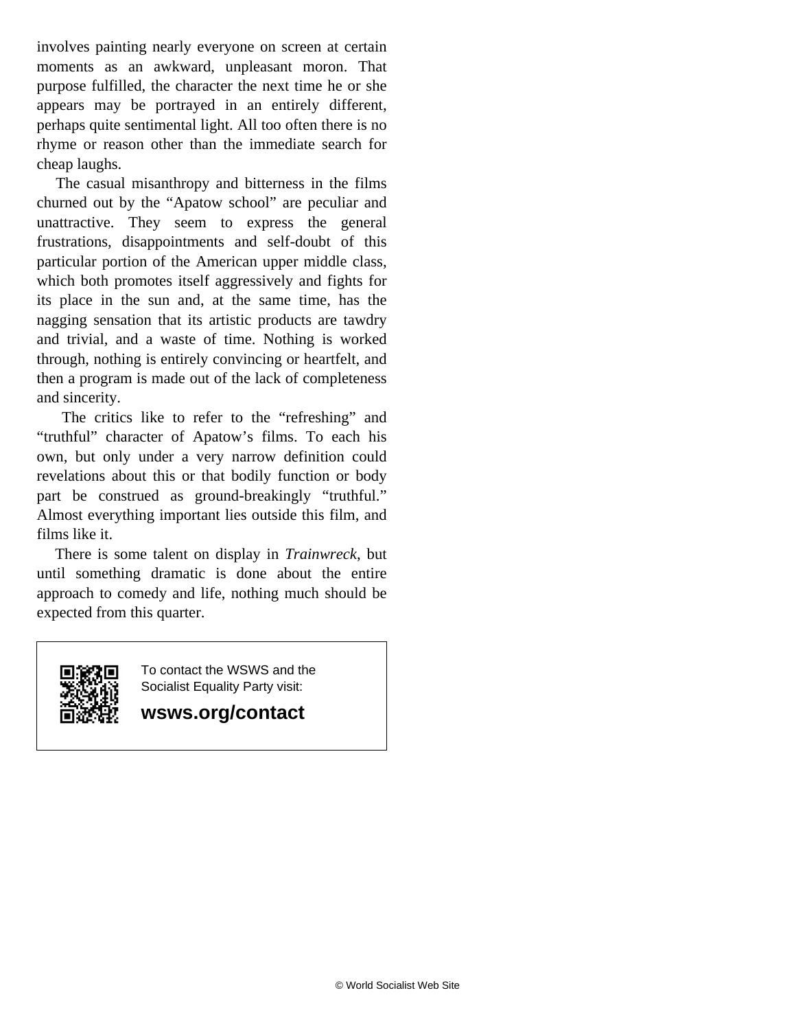involves painting nearly everyone on screen at certain moments as an awkward, unpleasant moron. That purpose fulfilled, the character the next time he or she appears may be portrayed in an entirely different, perhaps quite sentimental light. All too often there is no rhyme or reason other than the immediate search for cheap laughs.

The casual misanthropy and bitterness in the films churned out by the "Apatow school" are peculiar and unattractive. They seem to express the general frustrations, disappointments and self-doubt of this particular portion of the American upper middle class, which both promotes itself aggressively and fights for its place in the sun and, at the same time, has the nagging sensation that its artistic products are tawdry and trivial, and a waste of time. Nothing is worked through, nothing is entirely convincing or heartfelt, and then a program is made out of the lack of completeness and sincerity.

The critics like to refer to the "refreshing" and "truthful" character of Apatow's films. To each his own, but only under a very narrow definition could revelations about this or that bodily function or body part be construed as ground-breakingly "truthful." Almost everything important lies outside this film, and films like it.

There is some talent on display in *Trainwreck*, but until something dramatic is done about the entire approach to comedy and life, nothing much should be expected from this quarter.

To contact the WSWS and the Socialist Equality Party visit:

**wsws.org/contact**